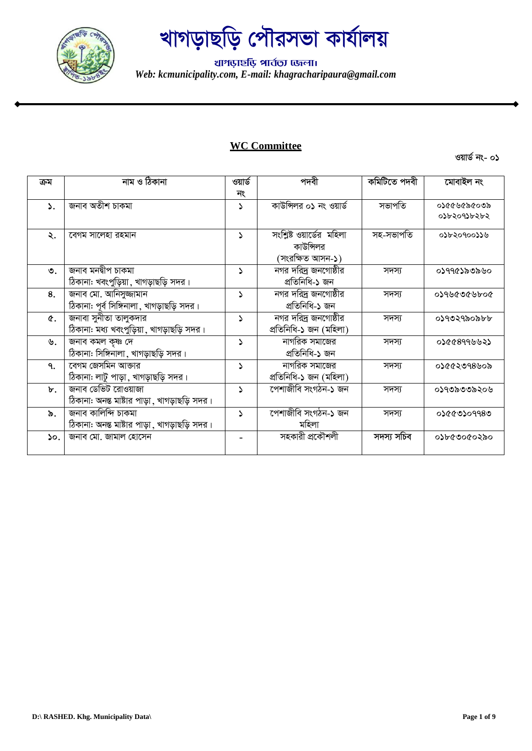# খাগড়াছড়ি পৌরসভা কার্যালয়

**খাগড়াছড়ি পার্বত্য জেলা।**

*Web: kcmunicipality.com, E-mail: khagracharipaura@gmail.com*

## WC Committee

ওয়ার্ড নং- ০১

| ক্রম | নাম ও ঠিকানা | ওয়ার্ড নং | পদবী | কমিটিতে পদবী | মোবাইল নং |
|---|---|---|---|---|---|
| ১. | জনাব অতীশ চাকমা | ১ | কাউন্সিলর ০১ নং ওয়ার্ড | সভাপতি | ০১৫৫৬৫৯৫০৩৯ ০১৮২০৭১৮২৮২ |
| ২. | বেগম সালেহা রহমান | ১ | সংশ্লিষ্ট ওয়ার্ডের মহিলা কাউন্সিলর (সংরক্ষিত আসন-১) | সহ-সভাপতি | ০১৮২০৭০০১১৬ |
| ৩. | জনাব মনদ্বীপ চাকমা ঠিকানা: খবংপুড়িয়া, খাগড়াছড়ি সদর। | ১ | নগর দরিদ্র জনগোষ্ঠীর প্রতিনিধি-১ জন | সদস্য | ০১৭৭৫১৯৩৯৬০ |
| ৪. | জনাব মো. আনিসুজ্জামান ঠিকানা: পূর্ব সিঙ্গিনালা, খাগড়াছড়ি সদর। | ১ | নগর দরিদ্র জনগোষ্ঠীর প্রতিনিধি-১ জন | সদস্য | ০১৭৬৫৩৫৬৮০৫ |
| ৫. | জনাবা সুনীতা তালুকদার ঠিকানা: মধ্য খবংপুড়িয়া, খাগড়াছড়ি সদর। | ১ | নগর দরিদ্র জনগোষ্ঠীর প্রতিনিধি-১ জন (মহিলা) | সদস্য | ০১৭৩২৭৯০৯৮৮ |
| ৬. | জনাব কমল কৃষ্ণ দে ঠিকানা: সিঙ্গিনালা, খাগড়াছড়ি সদর। | ১ | নাগরিক সমাজের প্রতিনিধি-১ জন | সদস্য | ০১৫৫৪৭৭৬৬২১ |
| ৭. | বেগম জেসমিন আক্তার ঠিকানা: লাটু পাড়া, খাগড়াছড়ি সদর। | ১ | নাগরিক সমাজের প্রতিনিধি-১ জন (মহিলা) | সদস্য | ০১৫৫২৩৭৪৬০৯ |
| ৮. | জনাব ডেভিট রোওয়াজা ঠিকানা: অনন্ত মাষ্টার পাড়া, খাগড়াছড়ি সদর। | ১ | পেশাজীবি সংগঠন-১ জন | সদস্য | ০১৭৩৯৩৩৯২০৬ |
| ৯. | জনাব কালিন্দি চাকমা ঠিকানা: অনন্ত মাষ্টার পাড়া, খাগড়াছড়ি সদর। | ১ | পেশাজীবি সংগঠন-১ জন মহিলা | সদস্য | ০১৫৫৩১০৭৭৪৩ |
| ১০. | জনাব মো. জামাল হোসেন | - | সহকারী প্রকৌশলী | **সদস্য সচিব** | ০১৮৫৩০৫০২৯০ |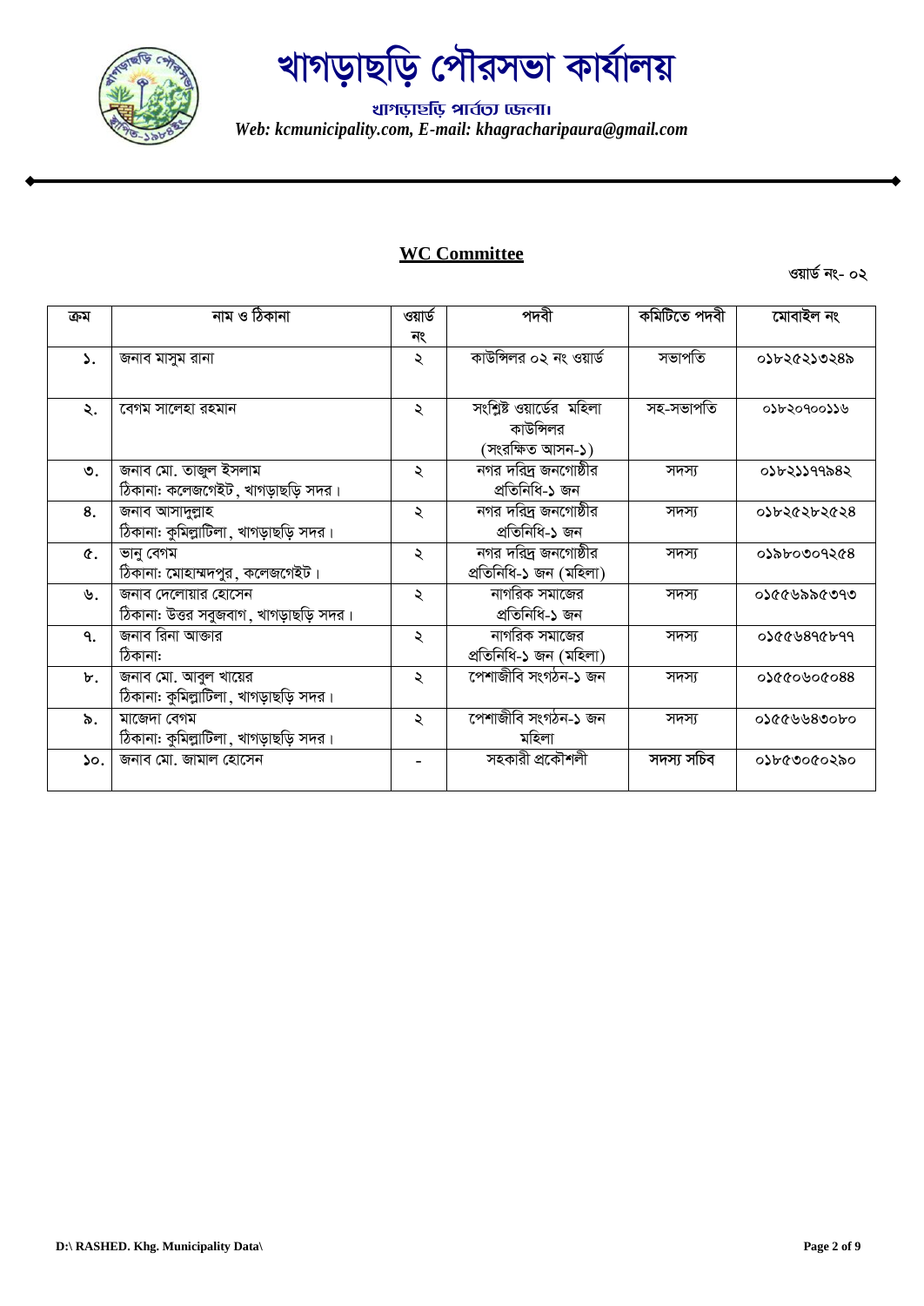# খাগড়াছড়ি পৌরসভা কার্যালয়

খাগড়াছড়ি পার্বত্য জেলা।

*Web: kcmunicipality.com, E-mail: khagracharipaura@gmail.com*

## WC Committee

ওয়ার্ড নং- ০২

| ক্রম | নাম ও ঠিকানা | ওয়ার্ড নং | পদবী | কমিটিতে পদবী | মোবাইল নং |
|---|---|---|---|---|---|
| ১. | জনাব মাসুম রানা | ২ | কাউন্সিলর ০২ নং ওয়ার্ড | সভাপতি | ০১৮২৫২১৩২৪৯ |
| ২. | বেগম সালেহা রহমান | ২ | সংশ্লিষ্ট ওয়ার্ডের মহিলা কাউন্সিলর (সংরক্ষিত আসন-১) | সহ-সভাপতি | ০১৮২০৭০০১১৬ |
| ৩. | জনাব মো. তাজুল ইসলাম<br>ঠিকানা: কলেজগেইট, খাগড়াছড়ি সদর। | ২ | নগর দরিদ্র জনগোষ্ঠীর প্রতিনিধি-১ জন | সদস্য | ০১৮২১১৭৭৯৪২ |
| ৪. | জনাব আসাদুল্লাহ<br>ঠিকানা: কুমিল্লাটিলা, খাগড়াছড়ি সদর। | ২ | নগর দরিদ্র জনগোষ্ঠীর প্রতিনিধি-১ জন | সদস্য | ০১৮২৫২৮২৫২৪ |
| ৫. | ভানু বেগম<br>ঠিকানা: মোহাম্মদপুর, কলেজগেইট। | ২ | নগর দরিদ্র জনগোষ্ঠীর প্রতিনিধি-১ জন (মহিলা) | সদস্য | ০১৯৮০৩০৭২৫৪ |
| ৬. | জনাব দেলোয়ার হোসেন<br>ঠিকানা: উত্তর সবুজবাগ, খাগড়াছড়ি সদর। | ২ | নাগরিক সমাজের প্রতিনিধি-১ জন | সদস্য | ০১৫৫৬৯৯৫৩৭৩ |
| ৭. | জনাব রিনা আক্তার<br>ঠিকানা: | ২ | নাগরিক সমাজের প্রতিনিধি-১ জন (মহিলা) | সদস্য | ০১৫৫৬৪৭৫৮৭৭ |
| ৮. | জনাব মো. আবুল খায়ের<br>ঠিকানা: কুমিল্লাটিলা, খাগড়াছড়ি সদর। | ২ | পেশাজীবি সংগঠন-১ জন | সদস্য | ০১৫৫০৬০৫০৪৪ |
| ৯. | মাজেদা বেগম<br>ঠিকানা: কুমিল্লাটিলা, খাগড়াছড়ি সদর। | ২ | পেশাজীবি সংগঠন-১ জন মহিলা | সদস্য | ০১৫৫৬৬৪৩০৮০ |
| ১০. | জনাব মো. জামাল হোসেন | - | সহকারী প্রকৌশলী | **সদস্য সচিব** | ০১৮৫৩০৫০২৯০ |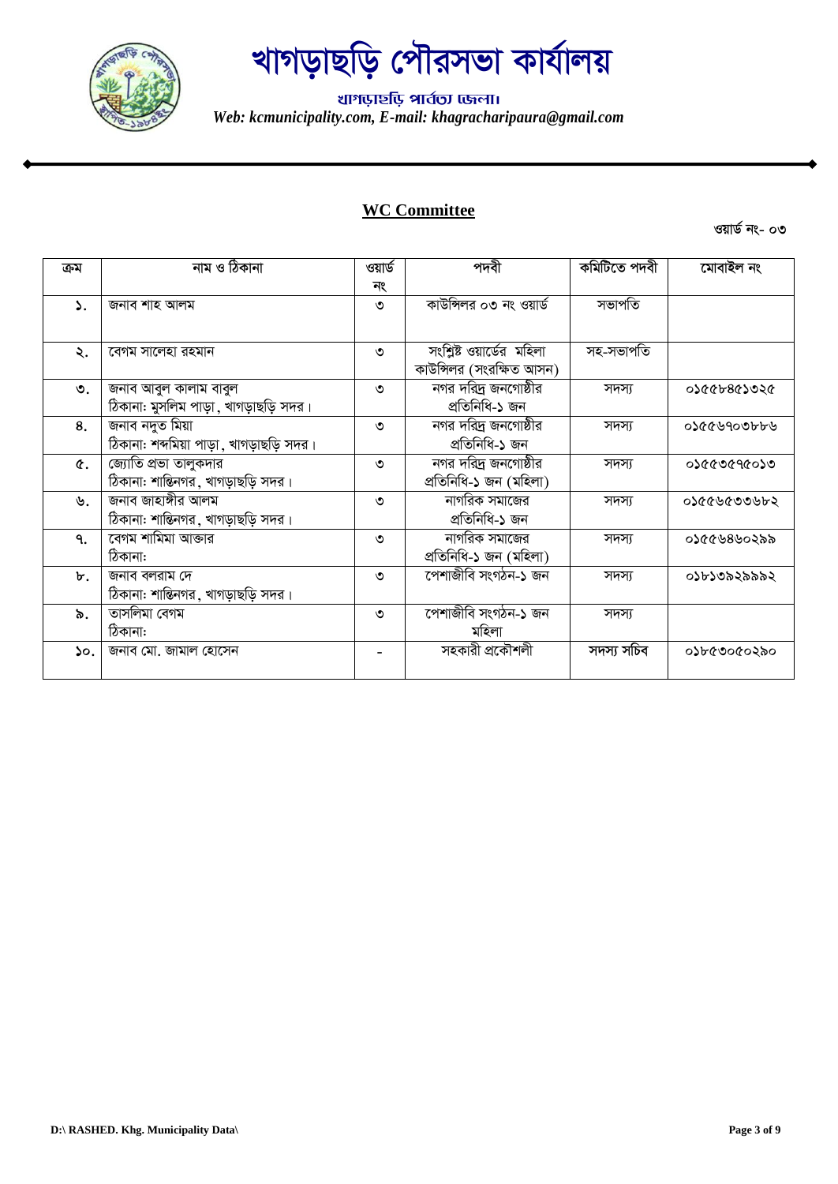# খাগড়াছড়ি পৌরসভা কার্যালয়

খাগড়াছড়ি পার্বত্য জেলা।
*Web: kcmunicipality.com, E-mail: khagracharipaura@gmail.com*

## WC Committee

ওয়ার্ড নং- ০৩

| ক্রম | নাম ও ঠিকানা | ওয়ার্ড নং | পদবী | কমিটিতে পদবী | মোবাইল নং |
|---|---|---|---|---|---|
| ১. | জনাব শাহ আলম | ৩ | কাউন্সিলর ০৩ নং ওয়ার্ড | সভাপতি | |
| ২. | বেগম সালেহা রহমান | ৩ | সংশ্লিষ্ট ওয়ার্ডের মহিলা কাউন্সিলর (সংরক্ষিত আসন) | সহ-সভাপতি | |
| ৩. | জনাব আবুল কালাম বাবুল<br>ঠিকানা: মুসলিম পাড়া, খাগড়াছড়ি সদর। | ৩ | নগর দরিদ্র জনগোষ্ঠীর প্রতিনিধি-১ জন | সদস্য | ০১৫৫৮৪৫১৩২৫ |
| ৪. | জনাব নদুত মিয়া<br>ঠিকানা: শব্দমিয়া পাড়া, খাগড়াছড়ি সদর। | ৩ | নগর দরিদ্র জনগোষ্ঠীর প্রতিনিধি-১ জন | সদস্য | ০১৫৫৬৭০৩৮৮৬ |
| ৫. | জ্যোতি প্রভা তালুকদার<br>ঠিকানা: শান্তিনগর, খাগড়াছড়ি সদর। | ৩ | নগর দরিদ্র জনগোষ্ঠীর প্রতিনিধি-১ জন (মহিলা) | সদস্য | ০১৫৫৩৫৭৫০১৩ |
| ৬. | জনাব জাহাঙ্গীর আলম<br>ঠিকানা: শান্তিনগর, খাগড়াছড়ি সদর। | ৩ | নাগরিক সমাজের প্রতিনিধি-১ জন | সদস্য | ০১৫৫৬৫৩৩৬৮২ |
| ৭. | বেগম শামিমা আক্তার<br>ঠিকানা: | ৩ | নাগরিক সমাজের প্রতিনিধি-১ জন (মহিলা) | সদস্য | ০১৫৫৬৪৬০২৯৯ |
| ৮. | জনাব বলরাম দে<br>ঠিকানা: শান্তিনগর, খাগড়াছড়ি সদর। | ৩ | পেশাজীবি সংগঠন-১ জন | সদস্য | ০১৮১৩৯২৯৯৯২ |
| ৯. | তাসলিমা বেগম<br>ঠিকানা: | ৩ | পেশাজীবি সংগঠন-১ জন মহিলা | সদস্য | |
| ১০. | জনাব মো. জামাল হোসেন | - | সহকারী প্রকৌশলী | **সদস্য সচিব** | ০১৮৫৩০৫০২৯০ |

**D:\ RASHED. Khg. Municipality Data\**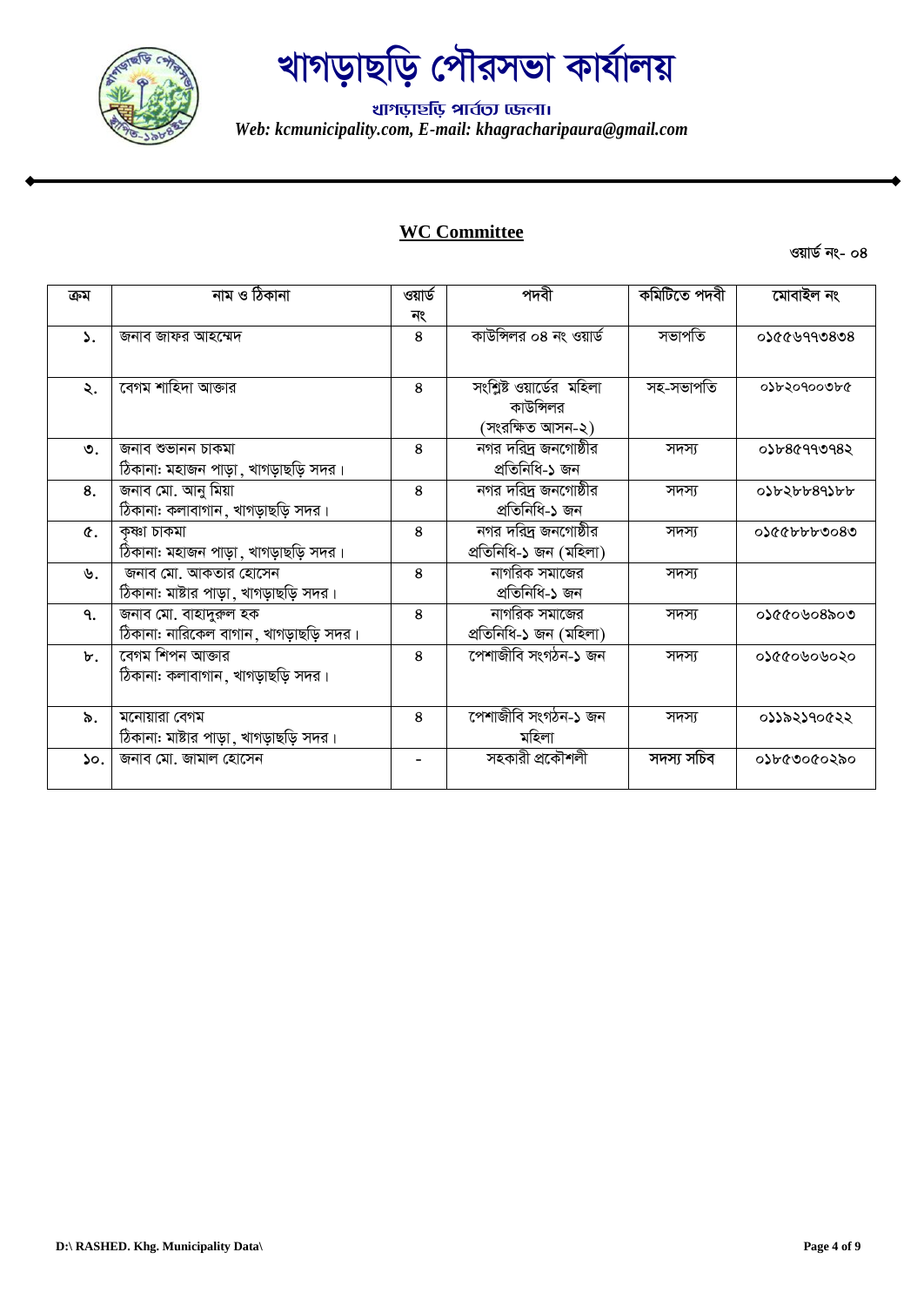# খাগড়াছড়ি পৌরসভা কার্যালয়

খাগড়াছড়ি পার্বত্য জেলা।

*Web: kcmunicipality.com, E-mail: khagracharipaura@gmail.com*

## **WC Committee**

ওয়ার্ড নং- ০৪

| ক্রম | নাম ও ঠিকানা | ওয়ার্ড নং | পদবী | কমিটিতে পদবী | মোবাইল নং |
|---|---|---|---|---|---|
| ১. | জনাব জাফর আহম্মেদ | ৪ | কাউন্সিলর ০৪ নং ওয়ার্ড | সভাপতি | ০১৫৫৬৭৭৩৪৩৪ |
| ২. | বেগম শাহিদা আক্তার | ৪ | সংশ্লিষ্ট ওয়ার্ডের মহিলা কাউন্সিলর (সংরক্ষিত আসন-২) | সহ-সভাপতি | ০১৮২০৭০০৩৮৫ |
| ৩. | জনাব শুভানন চাকমা ঠিকানা: মহাজন পাড়া, খাগড়াছড়ি সদর। | ৪ | নগর দরিদ্র জনগোষ্ঠীর প্রতিনিধি-১ জন | সদস্য | ০১৮৪৫৭৭৩৭৪২ |
| ৪. | জনাব মো. আনু মিয়া ঠিকানা: কলাবাগান, খাগড়াছড়ি সদর। | ৪ | নগর দরিদ্র জনগোষ্ঠীর প্রতিনিধি-১ জন | সদস্য | ০১৮২৮৮৪৭১৮৮ |
| ৫. | কৃষ্ণা চাকমা ঠিকানা: মহাজন পাড়া, খাগড়াছড়ি সদর। | ৪ | নগর দরিদ্র জনগোষ্ঠীর প্রতিনিধি-১ জন (মহিলা) | সদস্য | ০১৫৫৮৮৮৩০৪৩ |
| ৬. | জনাব মো. আকতার হোসেন ঠিকানা: মাষ্টার পাড়া, খাগড়াছড়ি সদর। | ৪ | নাগরিক সমাজের প্রতিনিধি-১ জন | সদস্য | |
| ৭. | জনাব মো. বাহাদুরুল হক ঠিকানা: নারিকেল বাগান, খাগড়াছড়ি সদর। | ৪ | নাগরিক সমাজের প্রতিনিধি-১ জন (মহিলা) | সদস্য | ০১৫৫০৬০৪৯০৩ |
| ৮. | বেগম শিপন আক্তার ঠিকানা: কলাবাগান, খাগড়াছড়ি সদর। | ৪ | পেশাজীবি সংগঠন-১ জন | সদস্য | ০১৫৫০৬০৬০২০ |
| ৯. | মনোয়ারা বেগম ঠিকানা: মাষ্টার পাড়া, খাগড়াছড়ি সদর। | ৪ | পেশাজীবি সংগঠন-১ জন মহিলা | সদস্য | ০১১৯২১৭০৫২২ |
| ১০. | জনাব মো. জামাল হোসেন | - | সহকারী প্রকৌশলী | সদস্য সচিব | ০১৮৫৩০৫০২৯০ |

**D:\ RASHED. Khg. Municipality Data\**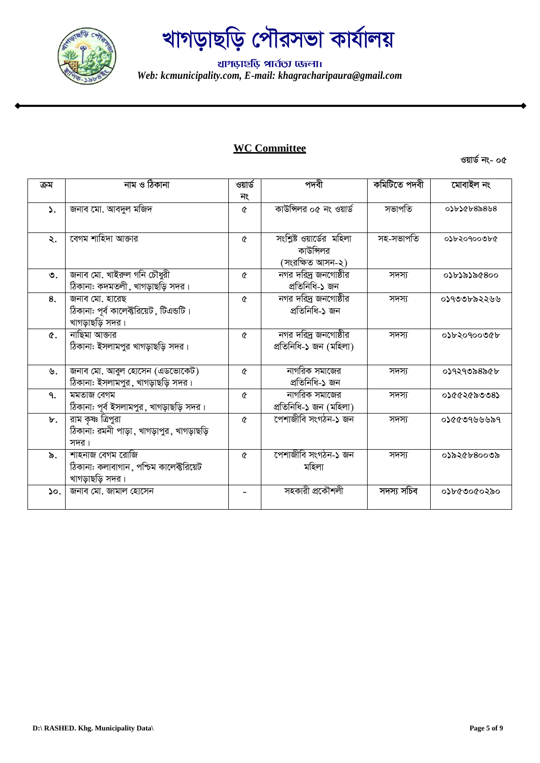# খাগড়াছড়ি পৌরসভা কার্যালয়

খাগড়াছড়ি পার্বত্য জেলা।

*Web: kcmunicipality.com, E-mail: khagracharipaura@gmail.com*

## WC Committee

ওয়ার্ড নং- ০৫

| ক্রম | নাম ও ঠিকানা | ওয়ার্ড নং | পদবী | কমিটিতে পদবী | মোবাইল নং |
|---|---|---|---|---|---|
| ১. | জনাব মো. আবদুল মজিদ | ৫ | কাউন্সিলর ০৫ নং ওয়ার্ড | সভাপতি | ০১৮১৫৮৪৯৪৬৪ |
| ২. | বেগম শাহিদা আক্তার | ৫ | সংশ্লিষ্ট ওয়ার্ডের মহিলা কাউন্সিলর (সংরক্ষিত আসন-২) | সহ-সভাপতি | ০১৮২০৭০০৩৮৫ |
| ৩. | জনাব মো. খাইরুল গনি চৌধুরী ঠিকানা: কদমতলী, খাগড়াছড়ি সদর। | ৫ | নগর দরিদ্র জনগোষ্ঠীর প্রতিনিধি-১ জন | সদস্য | ০১৮১৯১৯৫৪০০ |
| ৪. | জনাব মো. হারেছ ঠিকানা: পূর্ব কালেক্টরিয়েট, টিএন্ডটি। খাগড়াছড়ি সদর। | ৫ | নগর দরিদ্র জনগোষ্ঠীর প্রতিনিধি-১ জন | সদস্য | ০১৭৩৩৮৯২২৬৬ |
| ৫. | নাছিমা আক্তার ঠিকানা: ইসলামপুর খাগড়াছড়ি সদর। | ৫ | নগর দরিদ্র জনগোষ্ঠীর প্রতিনিধি-১ জন (মহিলা) | সদস্য | ০১৮২০৭০০৩৫৮ |
| ৬. | জনাব মো. আবুল হোসেন (এডভোকেট) ঠিকানা: ইসলামপুর, খাগড়াছড়ি সদর। | ৫ | নাগরিক সমাজের প্রতিনিধি-১ জন | সদস্য | ০১৭২৭৩৯৪৯৫৮ |
| ৭. | মমতাজ বেগম ঠিকানা: পূর্ব ইসলামপুর, খাগড়াছড়ি সদর। | ৫ | নাগরিক সমাজের প্রতিনিধি-১ জন (মহিলা) | সদস্য | ০১৫৫২৫৯৩৩৪১ |
| ৮. | রাম কৃষ্ণ ত্রিপুরা ঠিকানা: রমনী পাড়া, খাগড়াপুর, খাগড়াছড়ি সদর। | ৫ | পেশাজীবি সংগঠন-১ জন | সদস্য | ০১৫৫৩৭৬৬৬৯৭ |
| ৯. | শাহনাজ বেগম রোজি ঠিকানা: কলাবাগান, পশ্চিম কালেক্টরিয়েট খাগড়াছড়ি সদর। | ৫ | পেশাজীবি সংগঠন-১ জন মহিলা | সদস্য | ০১৯২৫৮৪০০৩৯ |
| ১০. | জনাব মো. জামাল হোসেন | - | সহকারী প্রকৌশলী | সদস্য সচিব | ০১৮৫৩০৫০২৯০ |

D:\ RASHED. Khg. Municipality Data\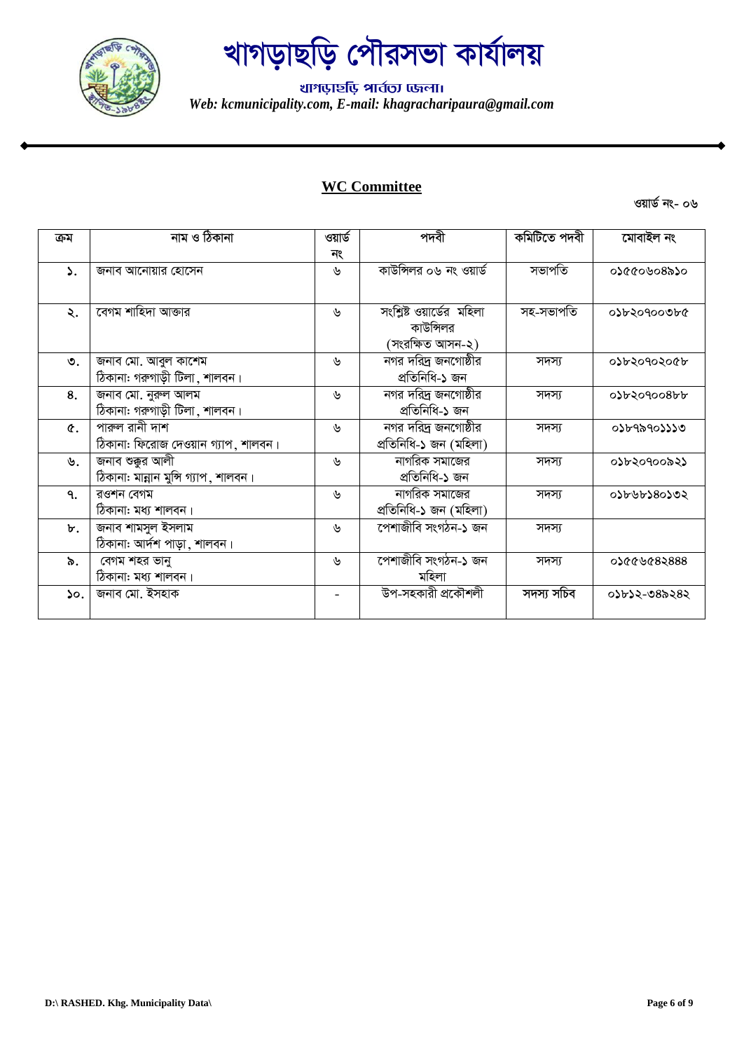# খাগড়াছড়ি পৌরসভা কার্যালয়

**খাগড়াছড়ি পার্বত্য জেলা।**

*Web: kcmunicipality.com, E-mail: khagracharipaura@gmail.com*

## WC Committee

ওয়ার্ড নং- ০৬

| ক্রম | নাম ও ঠিকানা | ওয়ার্ড নং | পদবী | কমিটিতে পদবী | মোবাইল নং |
|---|---|---|---|---|---|
| ১. | জনাব আনোয়ার হোসেন | ৬ | কাউন্সিলর ০৬ নং ওয়ার্ড | সভাপতি | ০১৫৫০৬০৪৯১০ |
| ২. | বেগম শাহিদা আক্তার | ৬ | সংশ্লিষ্ট ওয়ার্ডের মহিলা কাউন্সিলর (সংরক্ষিত আসন-২) | সহ-সভাপতি | ০১৮২০৭০০৩৮৫ |
| ৩. | জনাব মো. আবুল কাশেম ঠিকানা: গরুগাড়ী টিলা, শালবন। | ৬ | নগর দরিদ্র জনগোষ্ঠীর প্রতিনিধি-১ জন | সদস্য | ০১৮২০৭০২০৫৮ |
| ৪. | জনাব মো. নুরুল আলম ঠিকানা: গরুগাড়ী টিলা, শালবন। | ৬ | নগর দরিদ্র জনগোষ্ঠীর প্রতিনিধি-১ জন | সদস্য | ০১৮২০৭০০৪৮৮ |
| ৫. | পারুল রানী দাশ ঠিকানা: ফিরোজ দেওয়ান গ্যাপ, শালবন। | ৬ | নগর দরিদ্র জনগোষ্ঠীর প্রতিনিধি-১ জন (মহিলা) | সদস্য | ০১৮৭৯৭০১১১৩ |
| ৬. | জনাব শুক্কুর আলী ঠিকানা: মান্নান মুন্সি গ্যাপ, শালবন। | ৬ | নাগরিক সমাজের প্রতিনিধি-১ জন | সদস্য | ০১৮২০৭০০৯২১ |
| ৭. | রওশন বেগম ঠিকানা: মধ্য শালবন। | ৬ | নাগরিক সমাজের প্রতিনিধি-১ জন (মহিলা) | সদস্য | ০১৮৬৮১৪০১৩২ |
| ৮. | জনাব শামসুল ইসলাম ঠিকানা: আর্দশ পাড়া, শালবন। | ৬ | পেশাজীবি সংগঠন-১ জন | সদস্য | |
| ৯. | বেগম শহর ভানু ঠিকানা: মধ্য শালবন। | ৬ | পেশাজীবি সংগঠন-১ জন মহিলা | সদস্য | ০১৫৫৬৫৪২৪৪৪ |
| ১০. | জনাব মো. ইসহাক | - | উপ-সহকারী প্রকৌশলী | সদস্য সচিব | ০১৮১২-৩৪৯২৪২ |

D:\ RASHED. Khg. Municipality Data\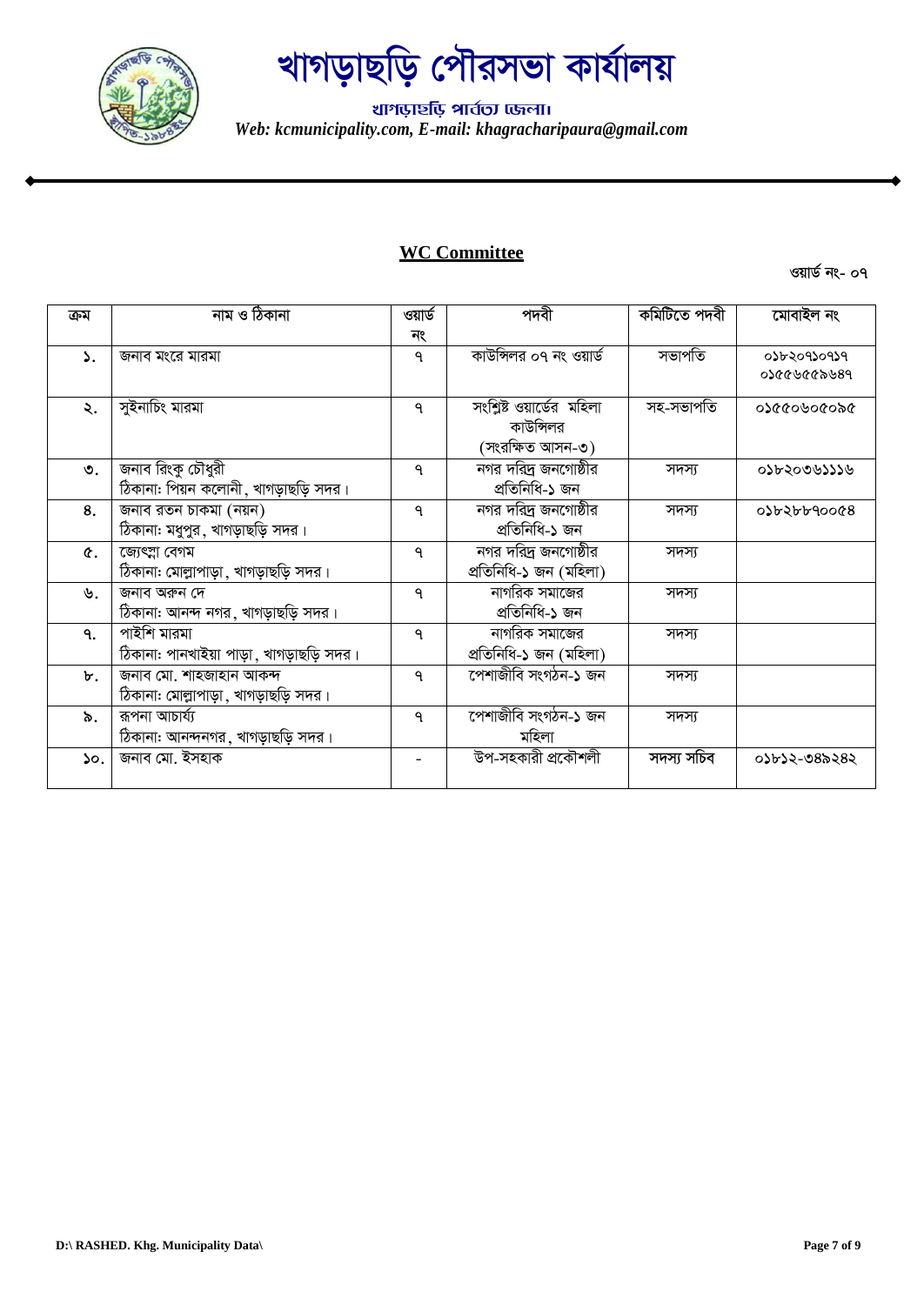# খাগড়াছড়ি পৌরসভা কার্যালয়

খাগড়াছড়ি পার্বত্য জেলা।

*Web: kcmunicipality.com, E-mail: khagracharipaura@gmail.com*

## WC Committee

ওয়ার্ড নং- ০৭

| ক্রম | নাম ও ঠিকানা | ওয়ার্ড নং | পদবী | কমিটিতে পদবী | মোবাইল নং |
|---|---|---|---|---|---|
| ১. | জনাব মংরে মারমা | ৭ | কাউন্সিলর ০৭ নং ওয়ার্ড | সভাপতি | ০১৮২০৭১০৭১৭ ০১৫৫৬৫৫৯৬৪৭ |
| ২. | সুইনাচিং মারমা | ৭ | সংশ্লিষ্ট ওয়ার্ডের মহিলা কাউন্সিলর (সংরক্ষিত আসন-৩) | সহ-সভাপতি | ০১৫৫০৬০৫০৯৫ |
| ৩. | জনাব রিংকু চৌধুরী ঠিকানা: পিয়ন কলোনী, খাগড়াছড়ি সদর। | ৭ | নগর দরিদ্র জনগোষ্ঠীর প্রতিনিধি-১ জন | সদস্য | ০১৮২০৩৬১১১৬ |
| ৪. | জনাব রতন চাকমা (নয়ন) ঠিকানা: মধুপুর, খাগড়াছড়ি সদর। | ৭ | নগর দরিদ্র জনগোষ্ঠীর প্রতিনিধি-১ জন | সদস্য | ০১৮২৮৮৭০০৫৪ |
| ৫. | জ্যেৎস্না বেগম ঠিকানা: মোল্লাপাড়া, খাগড়াছড়ি সদর। | ৭ | নগর দরিদ্র জনগোষ্ঠীর প্রতিনিধি-১ জন (মহিলা) | সদস্য | |
| ৬. | জনাব অরুন দে ঠিকানা: আনন্দ নগর, খাগড়াছড়ি সদর। | ৭ | নাগরিক সমাজের প্রতিনিধি-১ জন | সদস্য | |
| ৭. | পাইশি মারমা ঠিকানা: পানখাইয়া পাড়া, খাগড়াছড়ি সদর। | ৭ | নাগরিক সমাজের প্রতিনিধি-১ জন (মহিলা) | সদস্য | |
| ৮. | জনাব মো. শাহজাহান আকন্দ ঠিকানা: মোল্লাপাড়া, খাগড়াছড়ি সদর। | ৭ | পেশাজীবি সংগঠন-১ জন | সদস্য | |
| ৯. | রূপনা আচার্য্য ঠিকানা: আনন্দনগর, খাগড়াছড়ি সদর। | ৭ | পেশাজীবি সংগঠন-১ জন মহিলা | সদস্য | |
| ১০. | জনাব মো. ইসহাক | - | উপ-সহকারী প্রকৌশলী | **সদস্য সচিব** | ০১৮১২-৩৪৯২৪২ |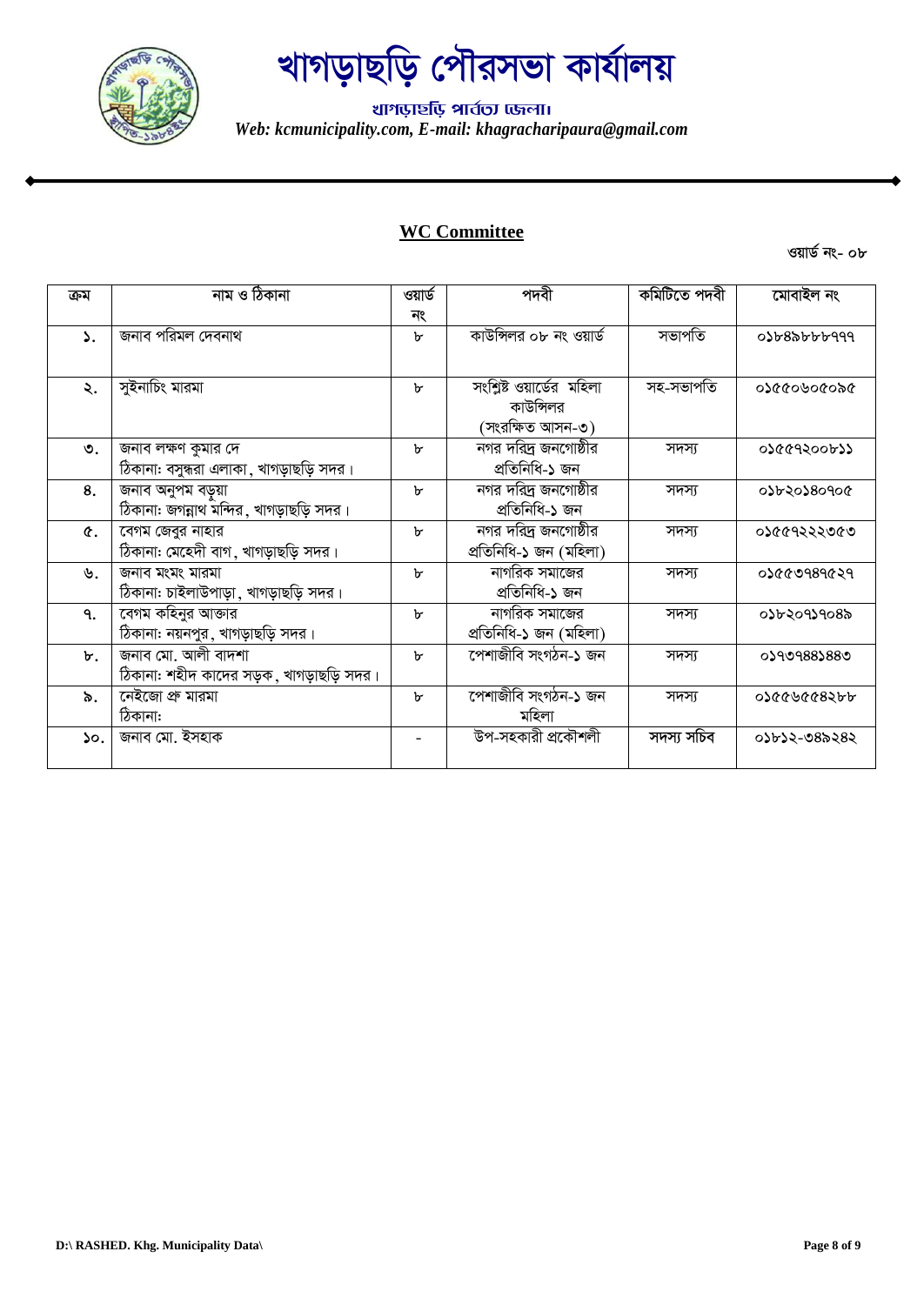# খাগড়াছড়ি পৌরসভা কার্যালয়

খাগড়াছড়ি পার্বত্য জেলা।

*Web: kcmunicipality.com, E-mail: khagracharipaura@gmail.com*

## WC Committee

ওয়ার্ড নং- ০৮

| ক্রম | নাম ও ঠিকানা | ওয়ার্ড নং | পদবী | কমিটিতে পদবী | মোবাইল নং |
|---|---|---|---|---|---|
| ১. | জনাব পরিমল দেবনাথ | ৮ | কাউন্সিলর ০৮ নং ওয়ার্ড | সভাপতি | ০১৮৪৯৮৮৮৭৭৭ |
| ২. | সুইনাচিং মারমা | ৮ | সংশ্লিষ্ট ওয়ার্ডের মহিলা কাউন্সিলর (সংরক্ষিত আসন-৩) | সহ-সভাপতি | ০১৫৫০৬০৫০৯৫ |
| ৩. | জনাব লক্ষণ কুমার দে<br>ঠিকানা: বসুন্ধরা এলাকা, খাগড়াছড়ি সদর। | ৮ | নগর দরিদ্র জনগোষ্ঠীর প্রতিনিধি-১ জন | সদস্য | ০১৫৫৭২০০৮১১ |
| ৪. | জনাব অনুপম বড়ুয়া<br>ঠিকানা: জগন্নাথ মন্দির, খাগড়াছড়ি সদর। | ৮ | নগর দরিদ্র জনগোষ্ঠীর প্রতিনিধি-১ জন | সদস্য | ০১৮২০১৪০৭০৫ |
| ৫. | বেগম জেবুর নাহার<br>ঠিকানা: মেহেদী বাগ, খাগড়াছড়ি সদর। | ৮ | নগর দরিদ্র জনগোষ্ঠীর প্রতিনিধি-১ জন (মহিলা) | সদস্য | ০১৫৫৭২২২৩৫৩ |
| ৬. | জনাব মংমং মারমা<br>ঠিকানা: চাইলাউপাড়া, খাগড়াছড়ি সদর। | ৮ | নাগরিক সমাজের প্রতিনিধি-১ জন | সদস্য | ০১৫৫৩৭৪৭৫২৭ |
| ৭. | বেগম কহিনুর আক্তার<br>ঠিকানা: নয়নপুর, খাগড়াছড়ি সদর। | ৮ | নাগরিক সমাজের প্রতিনিধি-১ জন (মহিলা) | সদস্য | ০১৮২০৭১৭০৪৯ |
| ৮. | জনাব মো. আলী বাদশা<br>ঠিকানা: শহীদ কাদের সড়ক, খাগড়াছড়ি সদর। | ৮ | পেশাজীবি সংগঠন-১ জন | সদস্য | ০১৭৩৭৪৪১৪৪৩ |
| ৯. | নেইজো প্রু মারমা<br>ঠিকানা: | ৮ | পেশাজীবি সংগঠন-১ জন মহিলা | সদস্য | ০১৫৫৬৫৫৪২৮৮ |
| ১০. | জনাব মো. ইসহাক | - | উপ-সহকারী প্রকৌশলী | **সদস্য সচিব** | ০১৮১২-৩৪৯২৪২ |

**D:\ RASHED. Khg. Municipality Data\**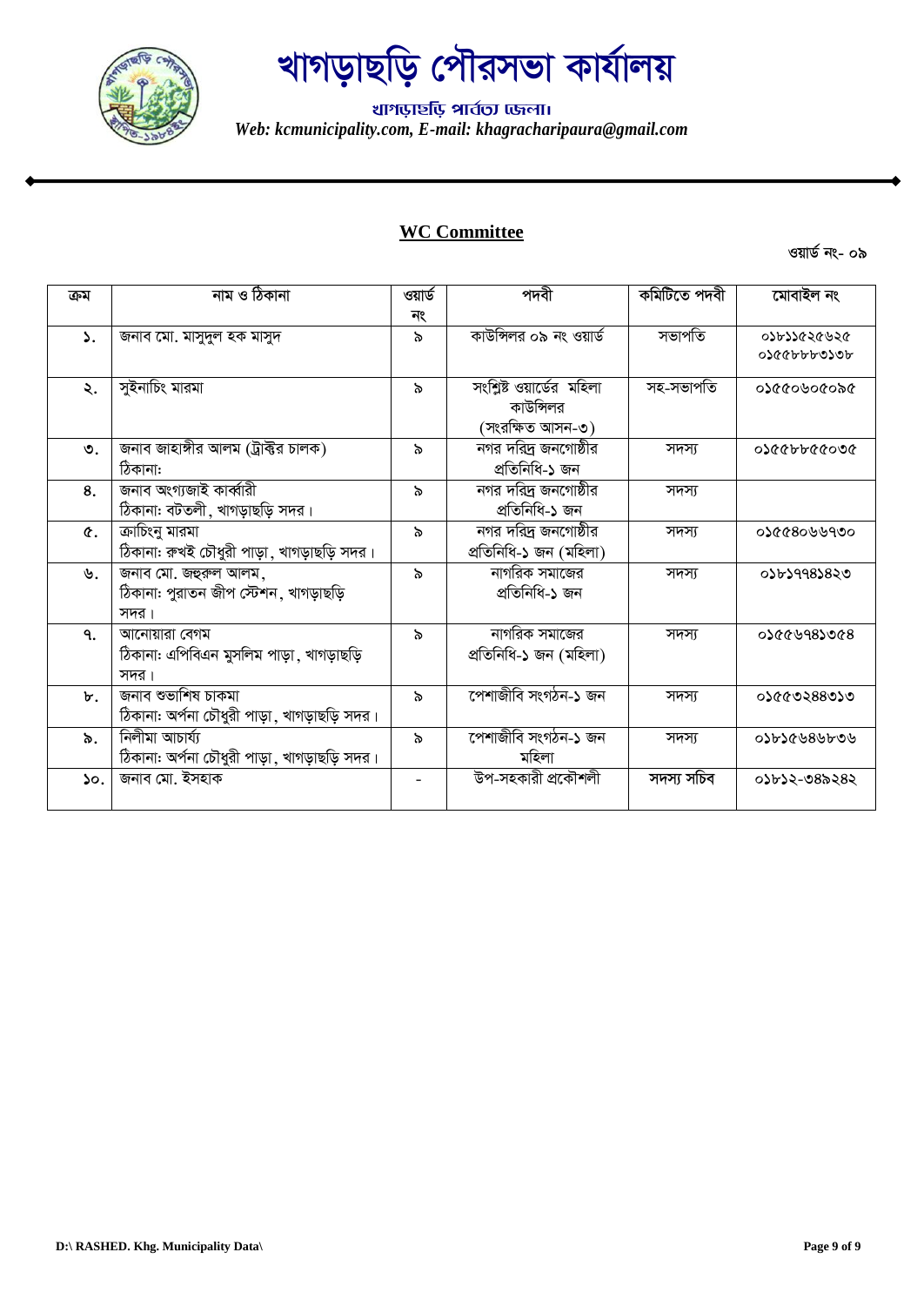# খাগড়াছড়ি পৌরসভা কার্যালয়

**খাগড়াছড়ি পার্বত্য জেলা।**

*Web: kcmunicipality.com, E-mail: khagracharipaura@gmail.com*

## WC Committee

ওয়ার্ড নং- ০৯

| ক্রম | নাম ও ঠিকানা | ওয়ার্ড নং | পদবী | কমিটিতে পদবী | মোবাইল নং |
|---|---|---|---|---|---|
| ১. | জনাব মো. মাসুদুল হক মাসুদ | ৯ | কাউন্সিলর ০৯ নং ওয়ার্ড | সভাপতি | ০১৮১১৫২৫৬২৫ ০১৫৫৮৮৮৩১৩৮ |
| ২. | সুইনাচিং মারমা | ৯ | সংশ্লিষ্ট ওয়ার্ডের মহিলা কাউন্সিলর (সংরক্ষিত আসন-৩) | সহ-সভাপতি | ০১৫৫০৬০৫০৯৫ |
| ৩. | জনাব জাহাঙ্গীর আলম (ট্রাক্টর চালক) ঠিকানা: | ৯ | নগর দরিদ্র জনগোষ্ঠীর প্রতিনিধি-১ জন | সদস্য | ০১৫৫৮৮৫৫০৩৫ |
| ৪. | জনাব অংগ্যজাই কার্ব্বারী ঠিকানা: বটতলী, খাগড়াছড়ি সদর। | ৯ | নগর দরিদ্র জনগোষ্ঠীর প্রতিনিধি-১ জন | সদস্য | |
| ৫. | ক্রাচিংনু মারমা ঠিকানা: রুখই চৌধুরী পাড়া, খাগড়াছড়ি সদর। | ৯ | নগর দরিদ্র জনগোষ্ঠীর প্রতিনিধি-১ জন (মহিলা) | সদস্য | ০১৫৫৪০৬৬৭৩০ |
| ৬. | জনাব মো. জহুরুল আলম, ঠিকানা: পুরাতন জীপ স্টেশন, খাগড়াছড়ি সদর। | ৯ | নাগরিক সমাজের প্রতিনিধি-১ জন | সদস্য | ০১৮১৭৭৪১৪২৩ |
| ৭. | আনোয়ারা বেগম ঠিকানা: এপিবিএন মুসলিম পাড়া, খাগড়াছড়ি সদর। | ৯ | নাগরিক সমাজের প্রতিনিধি-১ জন (মহিলা) | সদস্য | ০১৫৫৬৭৪১৩৫৪ |
| ৮. | জনাব শুভাশিষ চাকমা ঠিকানা: অর্পনা চৌধুরী পাড়া, খাগড়াছড়ি সদর। | ৯ | পেশাজীবি সংগঠন-১ জন | সদস্য | ০১৫৫৩২৪৪৩১৩ |
| ৯. | নিলীমা আচার্য্য ঠিকানা: অর্পনা চৌধুরী পাড়া, খাগড়াছড়ি সদর। | ৯ | পেশাজীবি সংগঠন-১ জন মহিলা | সদস্য | ০১৮১৫৬৪৬৮৩৬ |
| ১০. | জনাব মো. ইসহাক | - | উপ-সহকারী প্রকৌশলী | সদস্য সচিব | ০১৮১২-৩৪৯২৪২ |